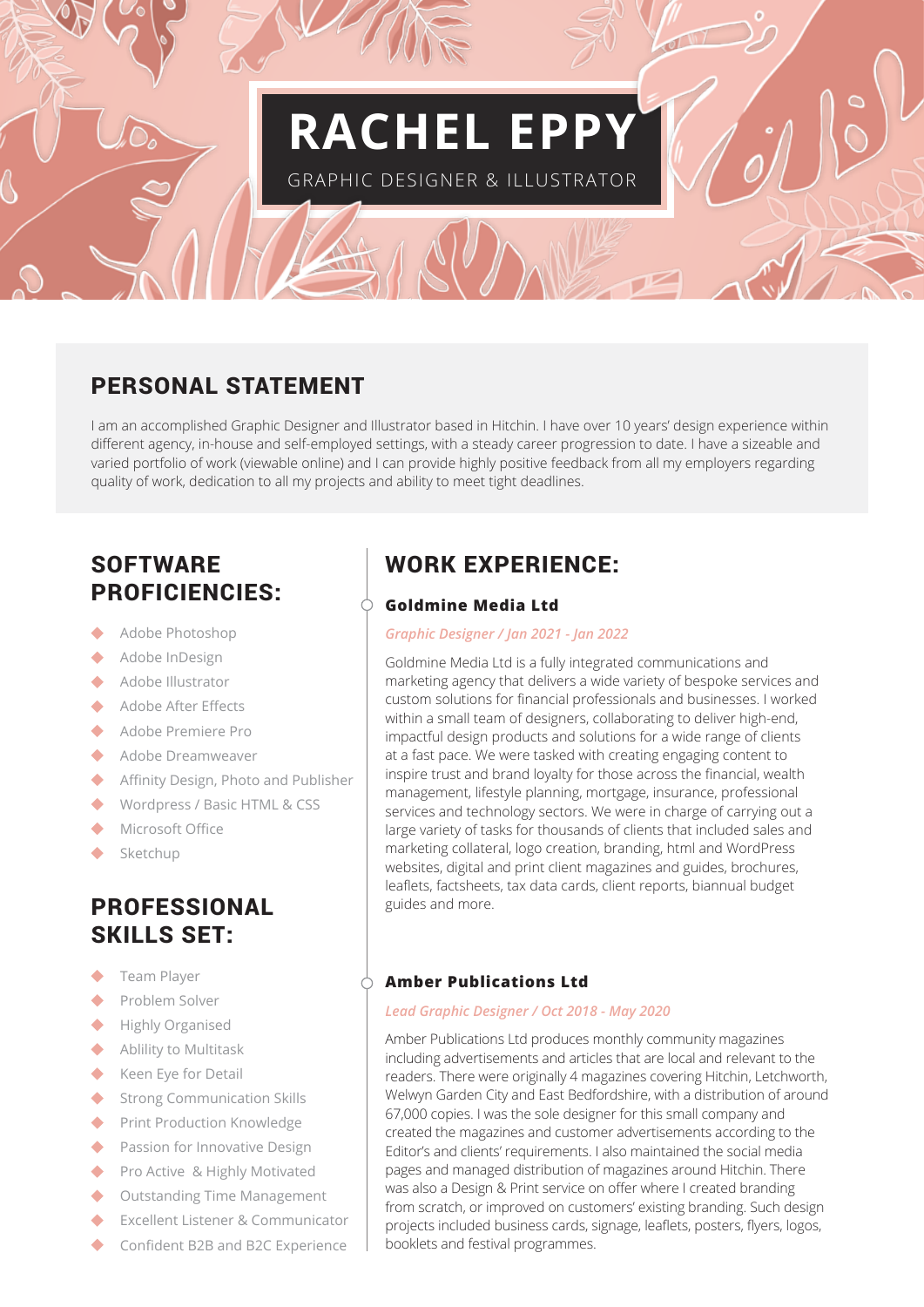# RACHEL EPPY

GRAPHIC DESIGNER & ILLUSTRATOR

## PERSONAL STATEMENT

I am an accomplished Graphic Designer and Illustrator based in Hitchin. I have over 10 years' design experience within different agency, in-house and self-employed settings, with a steady career progression to date. I have a sizeable and varied portfolio of work (viewable online) and I can provide highly positive feedback from all my employers regarding quality of work, dedication to all my projects and ability to meet tight deadlines.

## SOFTWARE PROFICIENCIES:

- Adobe Photoshop
- Adobe InDesign
- Adobe Illustrator
- Adobe After Effects
- Adobe Premiere Pro
- Adobe Dreamweaver
- Affinity Design, Photo and Publisher
- Wordpress / Basic HTML & CSS
- Microsoft Office
- Sketchup

## PROFESSIONAL SKILLS SET:

- Team Player
- Problem Solver
- Highly Organised
- Ablility to Multitask
- Keen Eye for Detail
- Strong Communication Skills
- Print Production Knowledge
- Passion for Innovative Design
- Pro Active & Highly Motivated
- Outstanding Time Management
- Excellent Listener & Communicator
- Confident B2B and B2C Experience

## WORK EXPERIENCE:

### Goldmine Media Ltd

*Graphic Designer / Jan 2021 - Jan 2022*

Goldmine Media Ltd is a fully integrated communications and marketing agency that delivers a wide variety of bespoke services and custom solutions for financial professionals and businesses. I worked within a small team of designers, collaborating to deliver high-end, impactful design products and solutions for a wide range of clients at a fast pace. We were tasked with creating engaging content to inspire trust and brand loyalty for those across the financial, wealth management, lifestyle planning, mortgage, insurance, professional services and technology sectors. We were in charge of carrying out a large variety of tasks for thousands of clients that included sales and marketing collateral, logo creation, branding, html and WordPress websites, digital and print client magazines and guides, brochures, leaflets, factsheets, tax data cards, client reports, biannual budget guides and more.

### Amber Publications Ltd

*Lead Graphic Designer / Oct 2018 - May 2020*

Amber Publications Ltd produces monthly community magazines including advertisements and articles that are local and relevant to the readers. There were originally 4 magazines covering Hitchin, Letchworth, Welwyn Garden City and East Bedfordshire, with a distribution of around 67,000 copies. I was the sole designer for this small company and created the magazines and customer advertisements according to the Editor's and clients' requirements. I also maintained the social media pages and managed distribution of magazines around Hitchin. There was also a Design & Print service on offer where I created branding from scratch, or improved on customers' existing branding. Such design projects included business cards, signage, leaflets, posters, flyers, logos, booklets and festival programmes.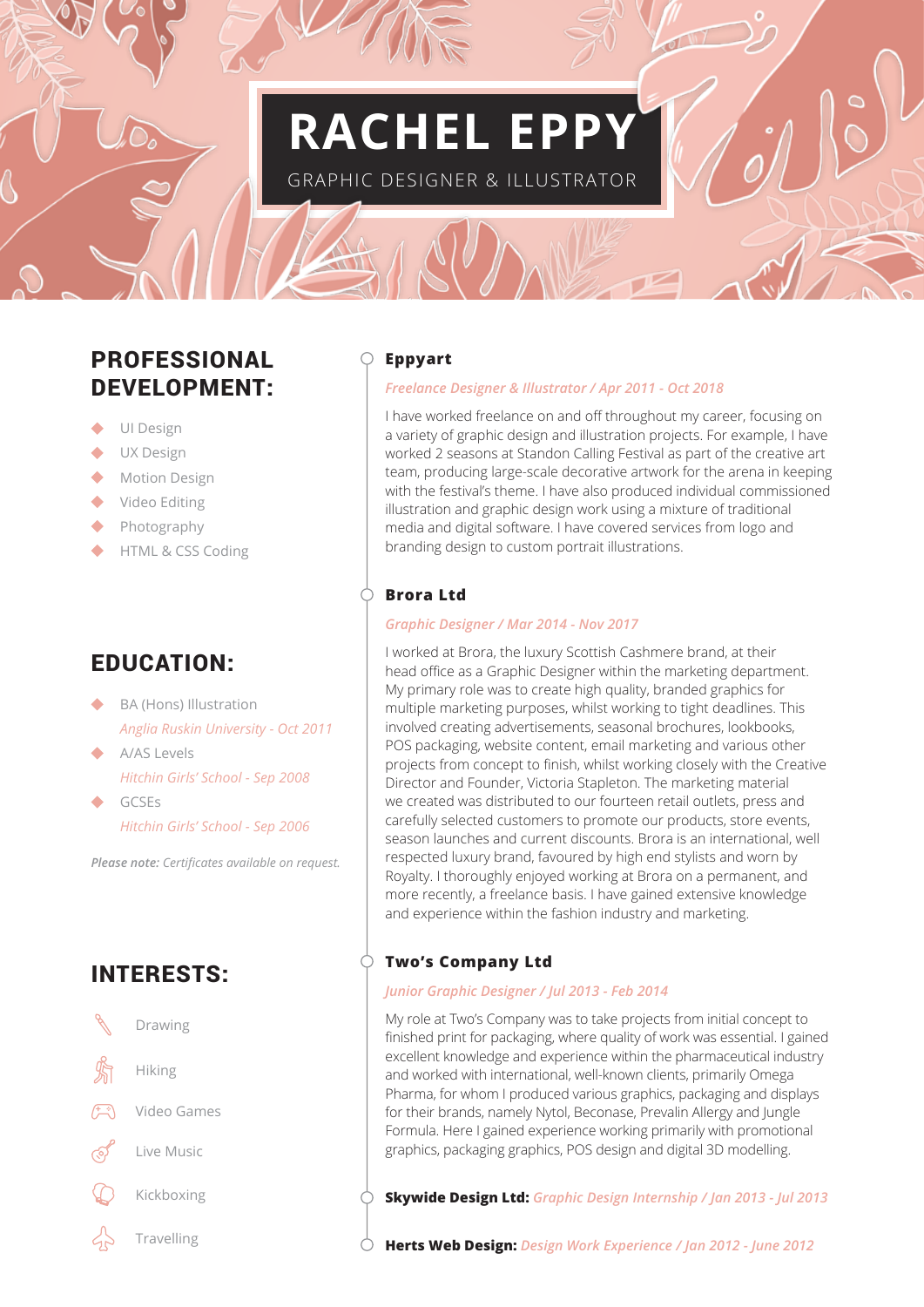# RACHEL EPPY

GRAPHIC DESIGNER & ILLUSTRATOR

## PROFESSIONAL DEVELOPMENT:

- UI Design
- UX Design
- Motion Design
- Video Editing
- Photography
- HTML & CSS Coding

## EDUCATION:

- BA (Hons) Illustration
  *Anglia Ruskin University - Oct 2011*
- A/AS Levels
  *Hitchin Girls' School - Sep 2008*
- GCSEs
  *Hitchin Girls' School - Sep 2006*

***Please note:*** *Certificates available on request.*

## INTERESTS:

- Drawing
- Hiking
- Video Games
- Live Music
- Kickboxing
- Travelling

### Eppyart

*Freelance Designer & Illustrator / Apr 2011 - Oct 2018*

I have worked freelance on and off throughout my career, focusing on a variety of graphic design and illustration projects. For example, I have worked 2 seasons at Standon Calling Festival as part of the creative art team, producing large-scale decorative artwork for the arena in keeping with the festival's theme. I have also produced individual commissioned illustration and graphic design work using a mixture of traditional media and digital software. I have covered services from logo and branding design to custom portrait illustrations.

### Brora Ltd

*Graphic Designer / Mar 2014 - Nov 2017*

I worked at Brora, the luxury Scottish Cashmere brand, at their head office as a Graphic Designer within the marketing department. My primary role was to create high quality, branded graphics for multiple marketing purposes, whilst working to tight deadlines. This involved creating advertisements, seasonal brochures, lookbooks, POS packaging, website content, email marketing and various other projects from concept to finish, whilst working closely with the Creative Director and Founder, Victoria Stapleton. The marketing material we created was distributed to our fourteen retail outlets, press and carefully selected customers to promote our products, store events, season launches and current discounts. Brora is an international, well respected luxury brand, favoured by high end stylists and worn by Royalty. I thoroughly enjoyed working at Brora on a permanent, and more recently, a freelance basis. I have gained extensive knowledge and experience within the fashion industry and marketing.

### Two's Company Ltd

*Junior Graphic Designer / Jul 2013 - Feb 2014*

My role at Two's Company was to take projects from initial concept to finished print for packaging, where quality of work was essential. I gained excellent knowledge and experience within the pharmaceutical industry and worked with international, well-known clients, primarily Omega Pharma, for whom I produced various graphics, packaging and displays for their brands, namely Nytol, Beconase, Prevalin Allergy and Jungle Formula. Here I gained experience working primarily with promotional graphics, packaging graphics, POS design and digital 3D modelling.

**Skywide Design Ltd:** *Graphic Design Internship / Jan 2013 - Jul 2013*

**Herts Web Design:** *Design Work Experience / Jan 2012 - June 2012*